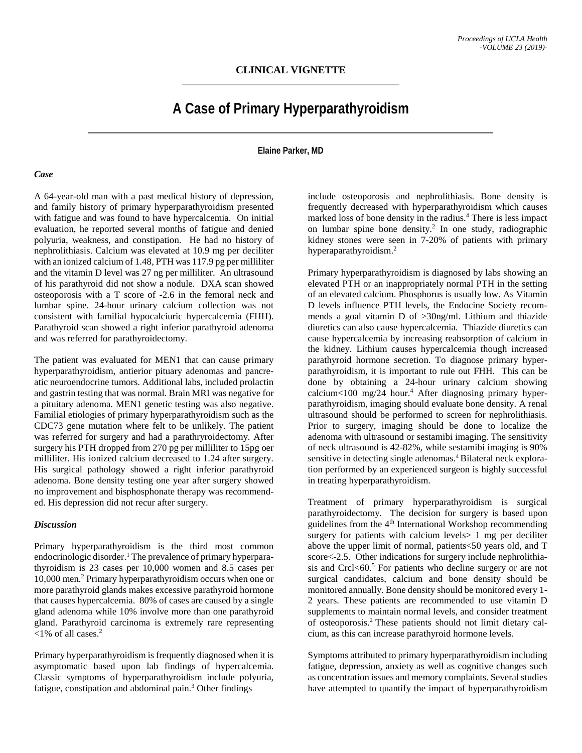**CLINICAL VIGNETTE**

# A Case of Primary Hyperparathyroidism

**Elaine Parker, MD**

### *Case*

A 64-year-old man with a past medical history of depression, and family history of primary hyperparathyroidism presented with fatigue and was found to have hypercalcemia. On initial evaluation, he reported several months of fatigue and denied polyuria, weakness, and constipation. He had no history of nephrolithiasis. Calcium was elevated at 10.9 mg per deciliter with an ionized calcium of 1.48, PTH was 117.9 pg per milliliter and the vitamin D level was 27 ng per milliliter. An ultrasound of his parathyroid did not show a nodule. DXA scan showed osteoporosis with a T score of -2.6 in the femoral neck and lumbar spine. 24-hour urinary calcium collection was not consistent with familial hypocalciuric hypercalcemia (FHH). Parathyroid scan showed a right inferior parathyroid adenoma and was referred for parathyroidectomy.

The patient was evaluated for MEN1 that can cause primary hyperparathyroidism, antierior pituary adenomas and pancreatic neuroendocrine tumors. Additional labs, included prolactin and gastrin testing that was normal. Brain MRI was negative for a pituitary adenoma. MEN1 genetic testing was also negative. Familial etiologies of primary hyperparathyroidism such as the CDC73 gene mutation where felt to be unlikely. The patient was referred for surgery and had a parathrydroidectomy. After surgery his PTH dropped from 270 pg per milliliter to 15pg oer milliliter. His ionized calcium decreased to 1.24 after surgery. His surgical pathology showed a right inferior parathyroid adenoma. Bone density testing one year after surgery showed no improvement and bisphosphonate therapy was recommended. His depression did not recur after surgery.

### *Discussion*

Primary hyperparathyroidism is the third most common endocrinologic disorder.[1] The prevalence of primary hyperparathyroidism is 23 cases per 10,000 women and 8.5 cases per 10,000 men.[2] Primary hyperparathyroidism occurs when one or more parathyroid glands makes excessive parathyroid hormone that causes hypercalcemia. 80% of cases are caused by a single gland adenoma while 10% involve more than one parathyroid gland. Parathyroid carcinoma is extremely rare representing <1% of all cases.[2]

Primary hyperparathyroidism is frequently diagnosed when it is asymptomatic based upon lab findings of hypercalcemia. Classic symptoms of hyperparathyroidism include polyuria, fatigue, constipation and abdominal pain.[3] Other findings include osteoporosis and nephrolithiasis. Bone density is frequently decreased with hyperparathyroidism which causes marked loss of bone density in the radius.[4] There is less impact on lumbar spine bone density.[2] In one study, radiographic kidney stones were seen in 7-20% of patients with primary hyperaparathyroidism.[2]

Primary hyperparathyroidism is diagnosed by labs showing an elevated PTH or an inappropriately normal PTH in the setting of an elevated calcium. Phosphorus is usually low. As Vitamin D levels influence PTH levels, the Endocine Society recommends a goal vitamin D of >30ng/ml. Lithium and thiazide diuretics can also cause hypercalcemia. Thiazide diuretics can cause hypercalcemia by increasing reabsorption of calcium in the kidney. Lithium causes hypercalcemia though increased parathyroid hormone secretion. To diagnose primary hyperparathyroidism, it is important to rule out FHH. This can be done by obtaining a 24-hour urinary calcium showing calcium<100 mg/24 hour.[4] After diagnosing primary hyperparathyroidism, imaging should evaluate bone density. A renal ultrasound should be performed to screen for nephrolithiasis. Prior to surgery, imaging should be done to localize the adenoma with ultrasound or sestamibi imaging. The sensitivity of neck ultrasound is 42-82%, while sestamibi imaging is 90% sensitive in detecting single adenomas.[4] Bilateral neck exploration performed by an experienced surgeon is highly successful in treating hyperparathyroidism.

Treatment of primary hyperparathyroidism is surgical parathyroidectomy. The decision for surgery is based upon guidelines from the 4th International Workshop recommending surgery for patients with calcium levels> 1 mg per deciliter above the upper limit of normal, patients<50 years old, and T score<-2.5. Other indications for surgery include nephrolithiasis and Crcl<60.[5] For patients who decline surgery or are not surgical candidates, calcium and bone density should be monitored annually. Bone density should be monitored every 1-2 years. These patients are recommended to use vitamin D supplements to maintain normal levels, and consider treatment of osteoporosis.[2] These patients should not limit dietary calcium, as this can increase parathyroid hormone levels.

Symptoms attributed to primary hyperparathyroidism including fatigue, depression, anxiety as well as cognitive changes such as concentration issues and memory complaints. Several studies have attempted to quantify the impact of hyperparathyroidism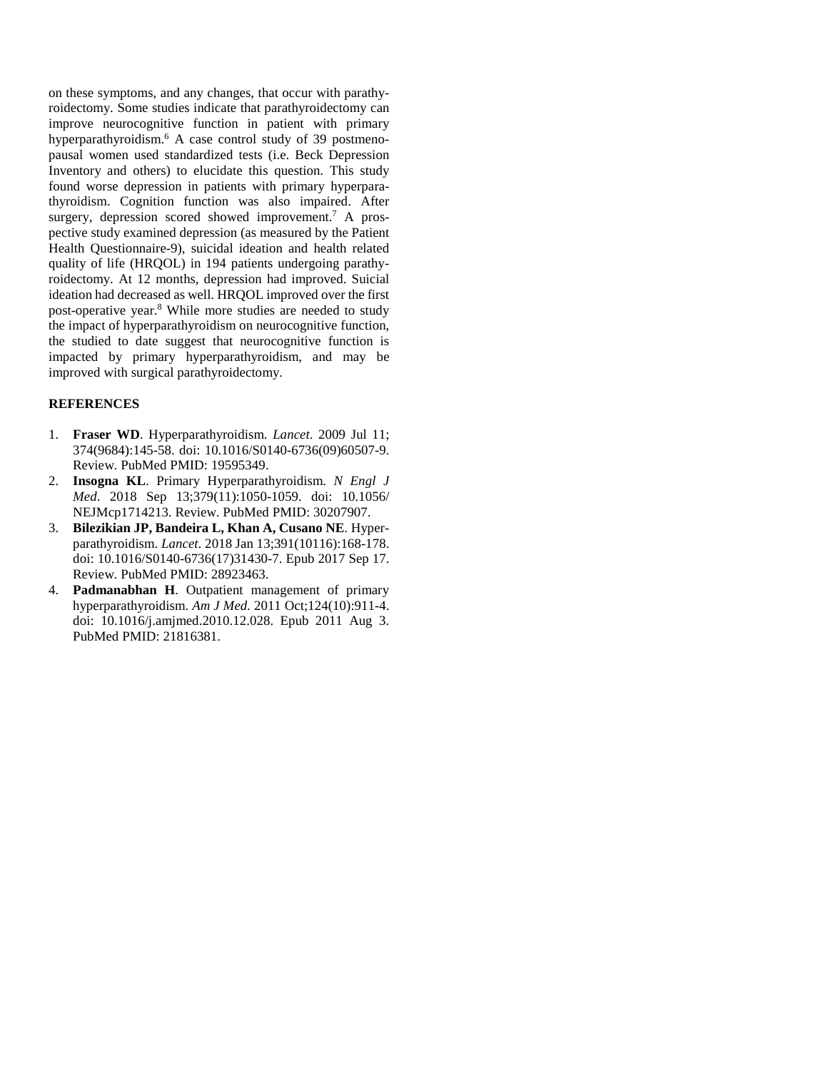on these symptoms, and any changes, that occur with parathyroidectomy. Some studies indicate that parathyroidectomy can improve neurocognitive function in patient with primary hyperparathyroidism.[6] A case control study of 39 postmenopausal women used standardized tests (i.e. Beck Depression Inventory and others) to elucidate this question. This study found worse depression in patients with primary hyperparathyroidism. Cognition function was also impaired. After surgery, depression scored showed improvement.[7] A prospective study examined depression (as measured by the Patient Health Questionnaire-9), suicidal ideation and health related quality of life (HRQOL) in 194 patients undergoing parathyroidectomy. At 12 months, depression had improved. Suicial ideation had decreased as well. HRQOL improved over the first post-operative year.[8] While more studies are needed to study the impact of hyperparathyroidism on neurocognitive function, the studied to date suggest that neurocognitive function is impacted by primary hyperparathyroidism, and may be improved with surgical parathyroidectomy.

## REFERENCES

1. **Fraser WD**. Hyperparathyroidism. *Lancet*. 2009 Jul 11; 374(9684):145-58. doi: 10.1016/S0140-6736(09)60507-9. Review. PubMed PMID: 19595349.
2. **Insogna KL**. Primary Hyperparathyroidism. *N Engl J Med*. 2018 Sep 13;379(11):1050-1059. doi: 10.1056/NEJMcp1714213. Review. PubMed PMID: 30207907.
3. **Bilezikian JP, Bandeira L, Khan A, Cusano NE**. Hyperparathyroidism. *Lancet*. 2018 Jan 13;391(10116):168-178. doi: 10.1016/S0140-6736(17)31430-7. Epub 2017 Sep 17. Review. PubMed PMID: 28923463.
4. **Padmanabhan H**. Outpatient management of primary hyperparathyroidism. *Am J Med*. 2011 Oct;124(10):911-4. doi: 10.1016/j.amjmed.2010.12.028. Epub 2011 Aug 3. PubMed PMID: 21816381.